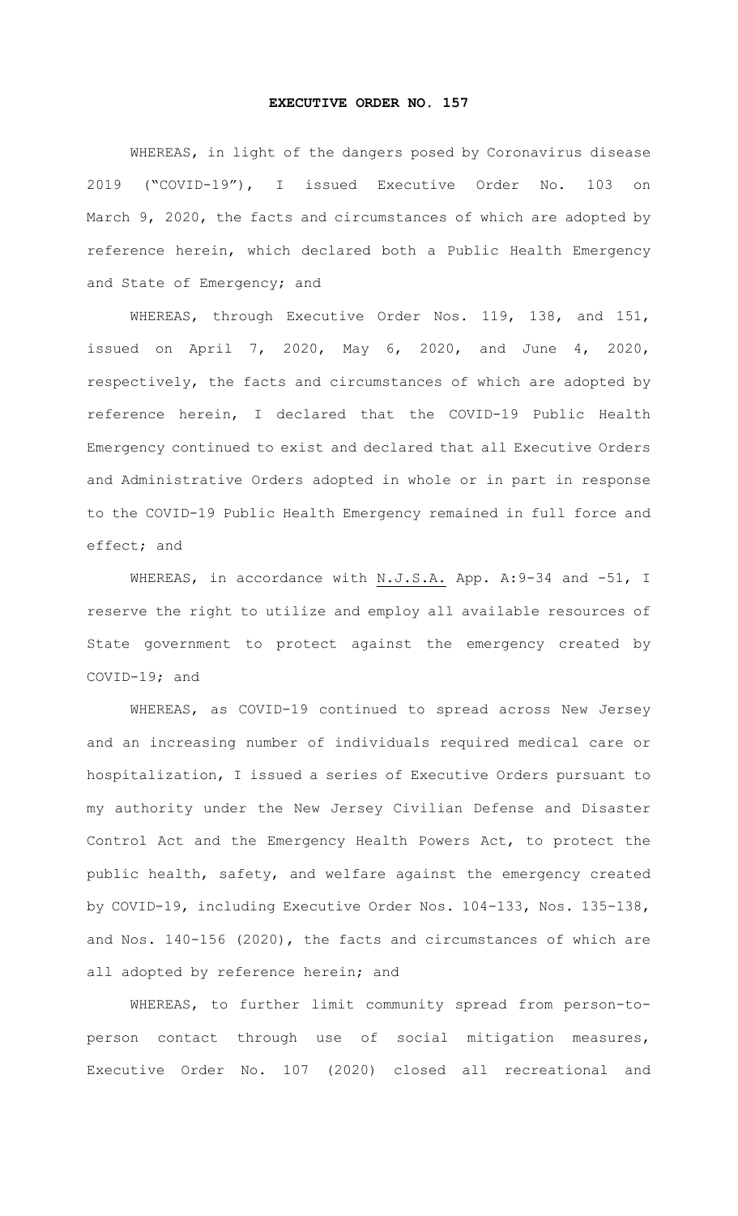# EXECUTIVE ORDER NO. 157

WHEREAS, in light of the dangers posed by Coronavirus disease 2019 ("COVID-19"), I issued Executive Order No. 103 on March 9, 2020, the facts and circumstances of which are adopted by reference herein, which declared both a Public Health Emergency and State of Emergency; and

WHEREAS, through Executive Order Nos. 119, 138, and 151, issued on April 7, 2020, May 6, 2020, and June 4, 2020, respectively, the facts and circumstances of which are adopted by reference herein, I declared that the COVID-19 Public Health Emergency continued to exist and declared that all Executive Orders and Administrative Orders adopted in whole or in part in response to the COVID-19 Public Health Emergency remained in full force and effect; and

WHEREAS, in accordance with N.J.S.A. App. A:9-34 and -51, I reserve the right to utilize and employ all available resources of State government to protect against the emergency created by COVID-19; and

WHEREAS, as COVID-19 continued to spread across New Jersey and an increasing number of individuals required medical care or hospitalization, I issued a series of Executive Orders pursuant to my authority under the New Jersey Civilian Defense and Disaster Control Act and the Emergency Health Powers Act, to protect the public health, safety, and welfare against the emergency created by COVID-19, including Executive Order Nos. 104-133, Nos. 135-138, and Nos. 140-156 (2020), the facts and circumstances of which are all adopted by reference herein; and

WHEREAS, to further limit community spread from person-to-person contact through use of social mitigation measures, Executive Order No. 107 (2020) closed all recreational and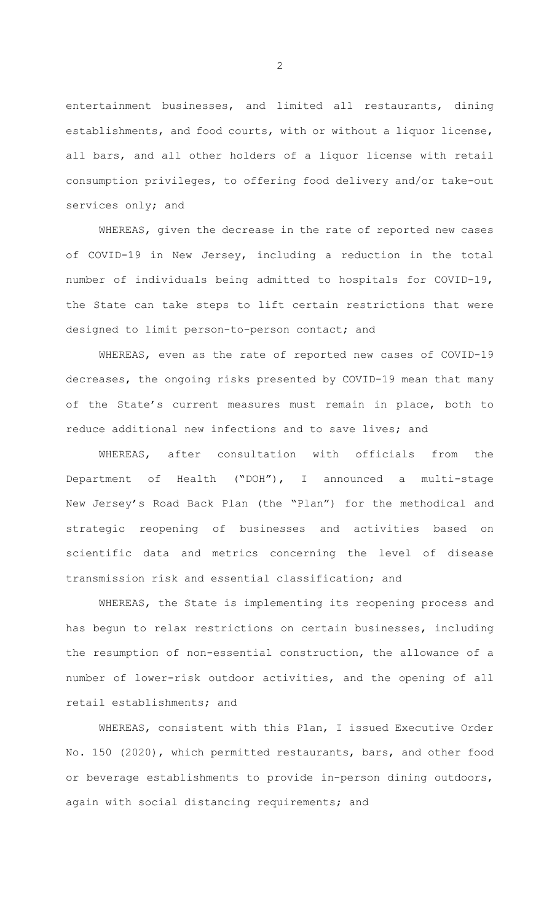entertainment businesses, and limited all restaurants, dining establishments, and food courts, with or without a liquor license, all bars, and all other holders of a liquor license with retail consumption privileges, to offering food delivery and/or take-out services only; and

WHEREAS, given the decrease in the rate of reported new cases of COVID-19 in New Jersey, including a reduction in the total number of individuals being admitted to hospitals for COVID-19, the State can take steps to lift certain restrictions that were designed to limit person-to-person contact; and

WHEREAS, even as the rate of reported new cases of COVID-19 decreases, the ongoing risks presented by COVID-19 mean that many of the State's current measures must remain in place, both to reduce additional new infections and to save lives; and

WHEREAS, after consultation with officials from the Department of Health ("DOH"), I announced a multi-stage New Jersey's Road Back Plan (the "Plan") for the methodical and strategic reopening of businesses and activities based on scientific data and metrics concerning the level of disease transmission risk and essential classification; and

WHEREAS, the State is implementing its reopening process and has begun to relax restrictions on certain businesses, including the resumption of non-essential construction, the allowance of a number of lower-risk outdoor activities, and the opening of all retail establishments; and

WHEREAS, consistent with this Plan, I issued Executive Order No. 150 (2020), which permitted restaurants, bars, and other food or beverage establishments to provide in-person dining outdoors, again with social distancing requirements; and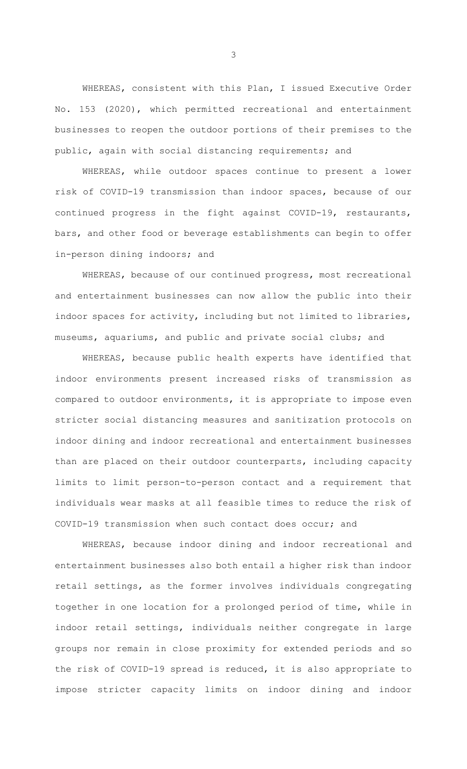WHEREAS, consistent with this Plan, I issued Executive Order No. 153 (2020), which permitted recreational and entertainment businesses to reopen the outdoor portions of their premises to the public, again with social distancing requirements; and

WHEREAS, while outdoor spaces continue to present a lower risk of COVID-19 transmission than indoor spaces, because of our continued progress in the fight against COVID-19, restaurants, bars, and other food or beverage establishments can begin to offer in-person dining indoors; and

WHEREAS, because of our continued progress, most recreational and entertainment businesses can now allow the public into their indoor spaces for activity, including but not limited to libraries, museums, aquariums, and public and private social clubs; and

WHEREAS, because public health experts have identified that indoor environments present increased risks of transmission as compared to outdoor environments, it is appropriate to impose even stricter social distancing measures and sanitization protocols on indoor dining and indoor recreational and entertainment businesses than are placed on their outdoor counterparts, including capacity limits to limit person-to-person contact and a requirement that individuals wear masks at all feasible times to reduce the risk of COVID-19 transmission when such contact does occur; and

WHEREAS, because indoor dining and indoor recreational and entertainment businesses also both entail a higher risk than indoor retail settings, as the former involves individuals congregating together in one location for a prolonged period of time, while in indoor retail settings, individuals neither congregate in large groups nor remain in close proximity for extended periods and so the risk of COVID-19 spread is reduced, it is also appropriate to impose stricter capacity limits on indoor dining and indoor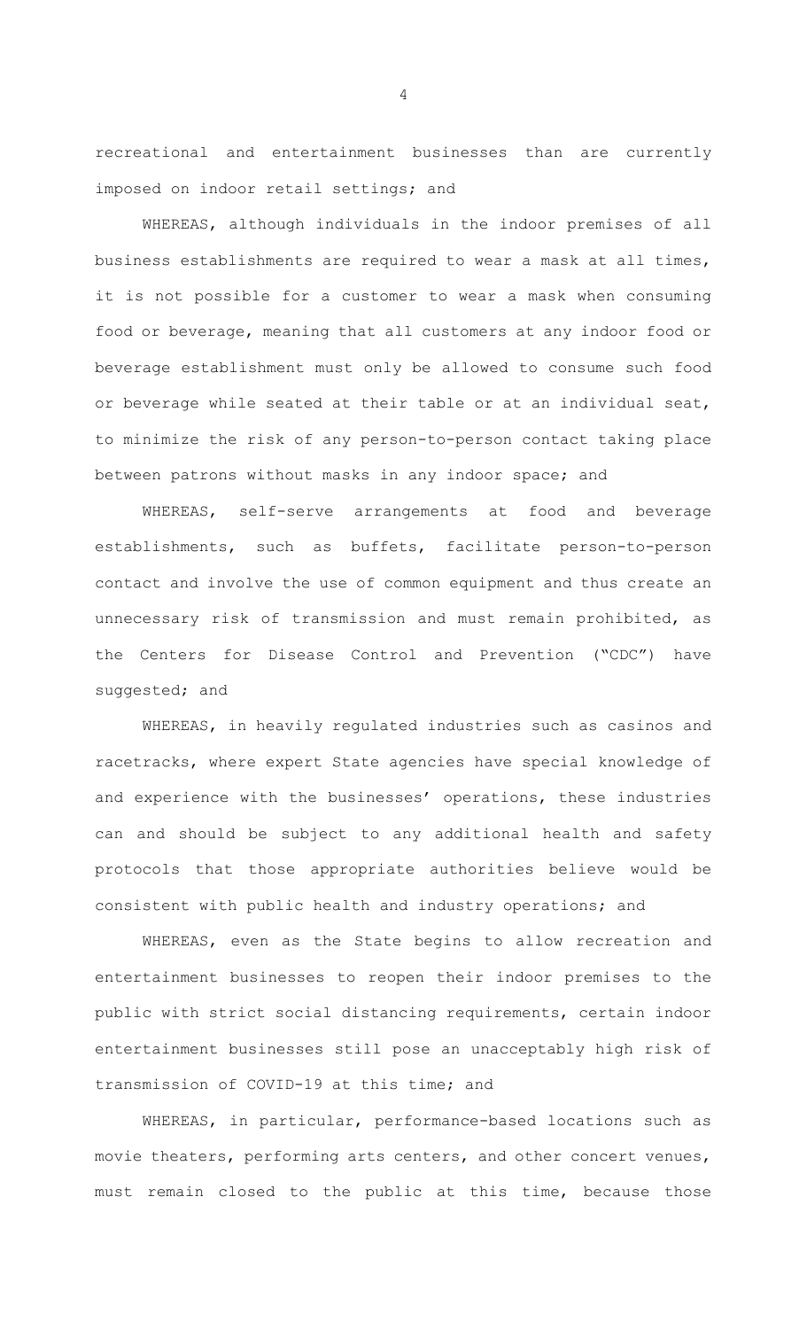recreational and entertainment businesses than are currently imposed on indoor retail settings; and

WHEREAS, although individuals in the indoor premises of all business establishments are required to wear a mask at all times, it is not possible for a customer to wear a mask when consuming food or beverage, meaning that all customers at any indoor food or beverage establishment must only be allowed to consume such food or beverage while seated at their table or at an individual seat, to minimize the risk of any person-to-person contact taking place between patrons without masks in any indoor space; and

WHEREAS, self-serve arrangements at food and beverage establishments, such as buffets, facilitate person-to-person contact and involve the use of common equipment and thus create an unnecessary risk of transmission and must remain prohibited, as the Centers for Disease Control and Prevention ("CDC") have suggested; and

WHEREAS, in heavily regulated industries such as casinos and racetracks, where expert State agencies have special knowledge of and experience with the businesses' operations, these industries can and should be subject to any additional health and safety protocols that those appropriate authorities believe would be consistent with public health and industry operations; and

WHEREAS, even as the State begins to allow recreation and entertainment businesses to reopen their indoor premises to the public with strict social distancing requirements, certain indoor entertainment businesses still pose an unacceptably high risk of transmission of COVID-19 at this time; and

WHEREAS, in particular, performance-based locations such as movie theaters, performing arts centers, and other concert venues, must remain closed to the public at this time, because those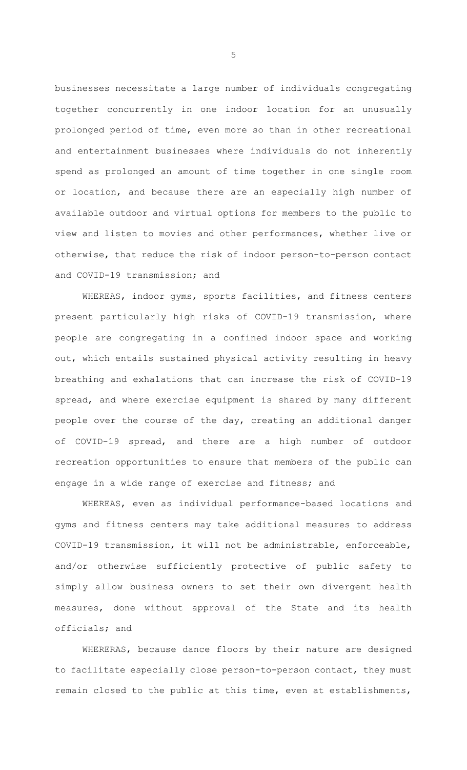businesses necessitate a large number of individuals congregating together concurrently in one indoor location for an unusually prolonged period of time, even more so than in other recreational and entertainment businesses where individuals do not inherently spend as prolonged an amount of time together in one single room or location, and because there are an especially high number of available outdoor and virtual options for members to the public to view and listen to movies and other performances, whether live or otherwise, that reduce the risk of indoor person-to-person contact and COVID-19 transmission; and

WHEREAS, indoor gyms, sports facilities, and fitness centers present particularly high risks of COVID-19 transmission, where people are congregating in a confined indoor space and working out, which entails sustained physical activity resulting in heavy breathing and exhalations that can increase the risk of COVID-19 spread, and where exercise equipment is shared by many different people over the course of the day, creating an additional danger of COVID-19 spread, and there are a high number of outdoor recreation opportunities to ensure that members of the public can engage in a wide range of exercise and fitness; and

WHEREAS, even as individual performance-based locations and gyms and fitness centers may take additional measures to address COVID-19 transmission, it will not be administrable, enforceable, and/or otherwise sufficiently protective of public safety to simply allow business owners to set their own divergent health measures, done without approval of the State and its health officials; and

WHERERAS, because dance floors by their nature are designed to facilitate especially close person-to-person contact, they must remain closed to the public at this time, even at establishments,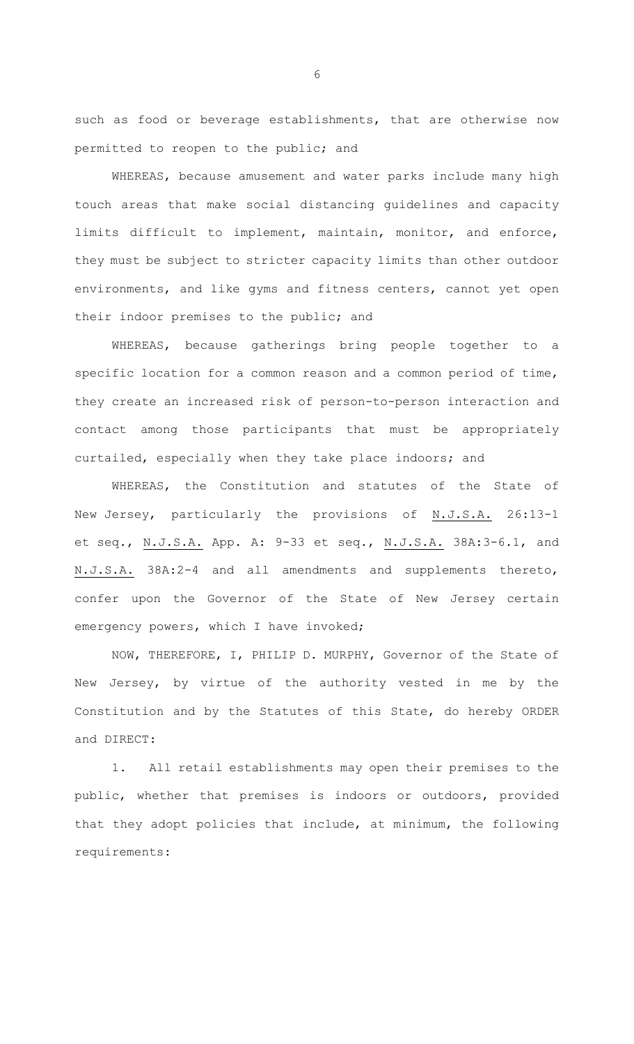such as food or beverage establishments, that are otherwise now permitted to reopen to the public; and

WHEREAS, because amusement and water parks include many high touch areas that make social distancing guidelines and capacity limits difficult to implement, maintain, monitor, and enforce, they must be subject to stricter capacity limits than other outdoor environments, and like gyms and fitness centers, cannot yet open their indoor premises to the public; and

WHEREAS, because gatherings bring people together to a specific location for a common reason and a common period of time, they create an increased risk of person-to-person interaction and contact among those participants that must be appropriately curtailed, especially when they take place indoors; and

WHEREAS, the Constitution and statutes of the State of New Jersey, particularly the provisions of N.J.S.A. 26:13-1 et seq., N.J.S.A. App. A: 9-33 et seq., N.J.S.A. 38A:3-6.1, and N.J.S.A. 38A:2-4 and all amendments and supplements thereto, confer upon the Governor of the State of New Jersey certain emergency powers, which I have invoked;

NOW, THEREFORE, I, PHILIP D. MURPHY, Governor of the State of New Jersey, by virtue of the authority vested in me by the Constitution and by the Statutes of this State, do hereby ORDER and DIRECT:

1. All retail establishments may open their premises to the public, whether that premises is indoors or outdoors, provided that they adopt policies that include, at minimum, the following requirements: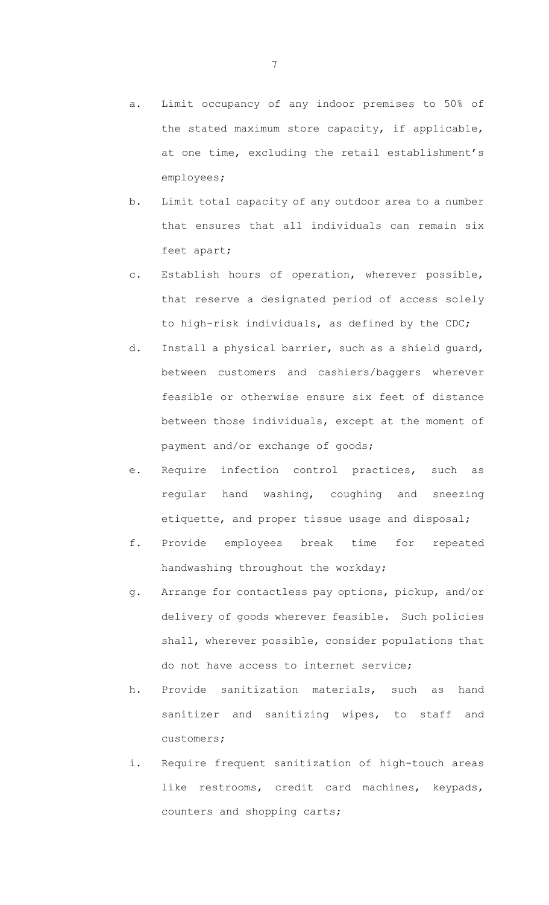a. Limit occupancy of any indoor premises to 50% of the stated maximum store capacity, if applicable, at one time, excluding the retail establishment's employees;

b. Limit total capacity of any outdoor area to a number that ensures that all individuals can remain six feet apart;

c. Establish hours of operation, wherever possible, that reserve a designated period of access solely to high-risk individuals, as defined by the CDC;

d. Install a physical barrier, such as a shield guard, between customers and cashiers/baggers wherever feasible or otherwise ensure six feet of distance between those individuals, except at the moment of payment and/or exchange of goods;

e. Require infection control practices, such as regular hand washing, coughing and sneezing etiquette, and proper tissue usage and disposal;

f. Provide employees break time for repeated handwashing throughout the workday;

g. Arrange for contactless pay options, pickup, and/or delivery of goods wherever feasible. Such policies shall, wherever possible, consider populations that do not have access to internet service;

h. Provide sanitization materials, such as hand sanitizer and sanitizing wipes, to staff and customers;

i. Require frequent sanitization of high-touch areas like restrooms, credit card machines, keypads, counters and shopping carts;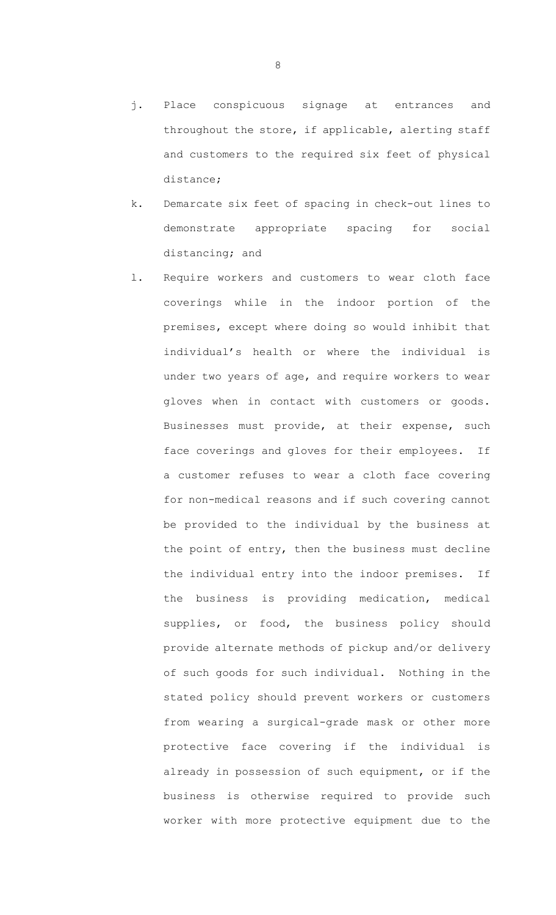j. Place conspicuous signage at entrances and throughout the store, if applicable, alerting staff and customers to the required six feet of physical distance;

k. Demarcate six feet of spacing in check-out lines to demonstrate appropriate spacing for social distancing; and

l. Require workers and customers to wear cloth face coverings while in the indoor portion of the premises, except where doing so would inhibit that individual's health or where the individual is under two years of age, and require workers to wear gloves when in contact with customers or goods. Businesses must provide, at their expense, such face coverings and gloves for their employees. If a customer refuses to wear a cloth face covering for non-medical reasons and if such covering cannot be provided to the individual by the business at the point of entry, then the business must decline the individual entry into the indoor premises. If the business is providing medication, medical supplies, or food, the business policy should provide alternate methods of pickup and/or delivery of such goods for such individual. Nothing in the stated policy should prevent workers or customers from wearing a surgical-grade mask or other more protective face covering if the individual is already in possession of such equipment, or if the business is otherwise required to provide such worker with more protective equipment due to the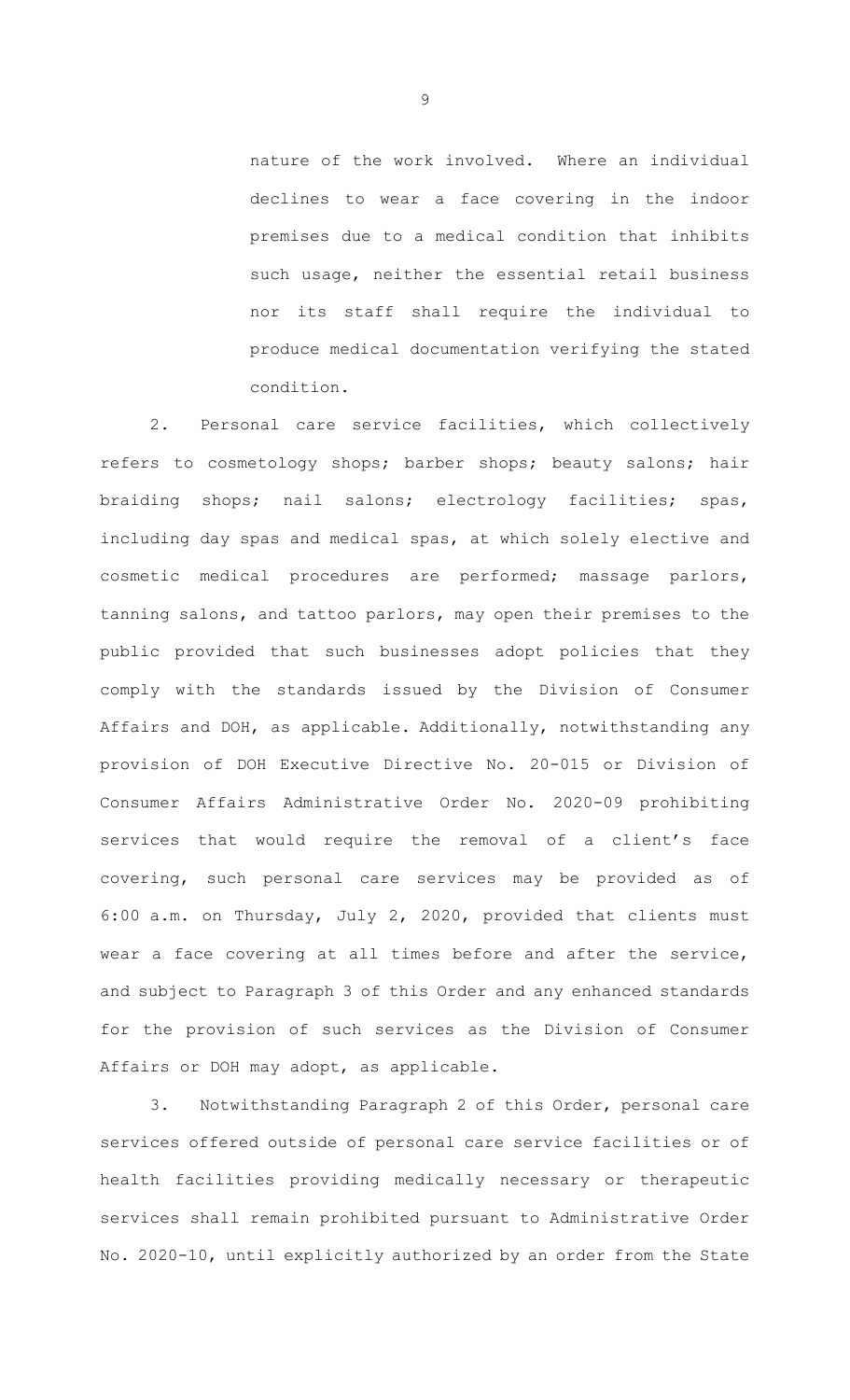nature of the work involved. Where an individual declines to wear a face covering in the indoor premises due to a medical condition that inhibits such usage, neither the essential retail business nor its staff shall require the individual to produce medical documentation verifying the stated condition.

2. Personal care service facilities, which collectively refers to cosmetology shops; barber shops; beauty salons; hair braiding shops; nail salons; electrology facilities; spas, including day spas and medical spas, at which solely elective and cosmetic medical procedures are performed; massage parlors, tanning salons, and tattoo parlors, may open their premises to the public provided that such businesses adopt policies that they comply with the standards issued by the Division of Consumer Affairs and DOH, as applicable. Additionally, notwithstanding any provision of DOH Executive Directive No. 20-015 or Division of Consumer Affairs Administrative Order No. 2020-09 prohibiting services that would require the removal of a client's face covering, such personal care services may be provided as of 6:00 a.m. on Thursday, July 2, 2020, provided that clients must wear a face covering at all times before and after the service, and subject to Paragraph 3 of this Order and any enhanced standards for the provision of such services as the Division of Consumer Affairs or DOH may adopt, as applicable.

3. Notwithstanding Paragraph 2 of this Order, personal care services offered outside of personal care service facilities or of health facilities providing medically necessary or therapeutic services shall remain prohibited pursuant to Administrative Order No. 2020-10, until explicitly authorized by an order from the State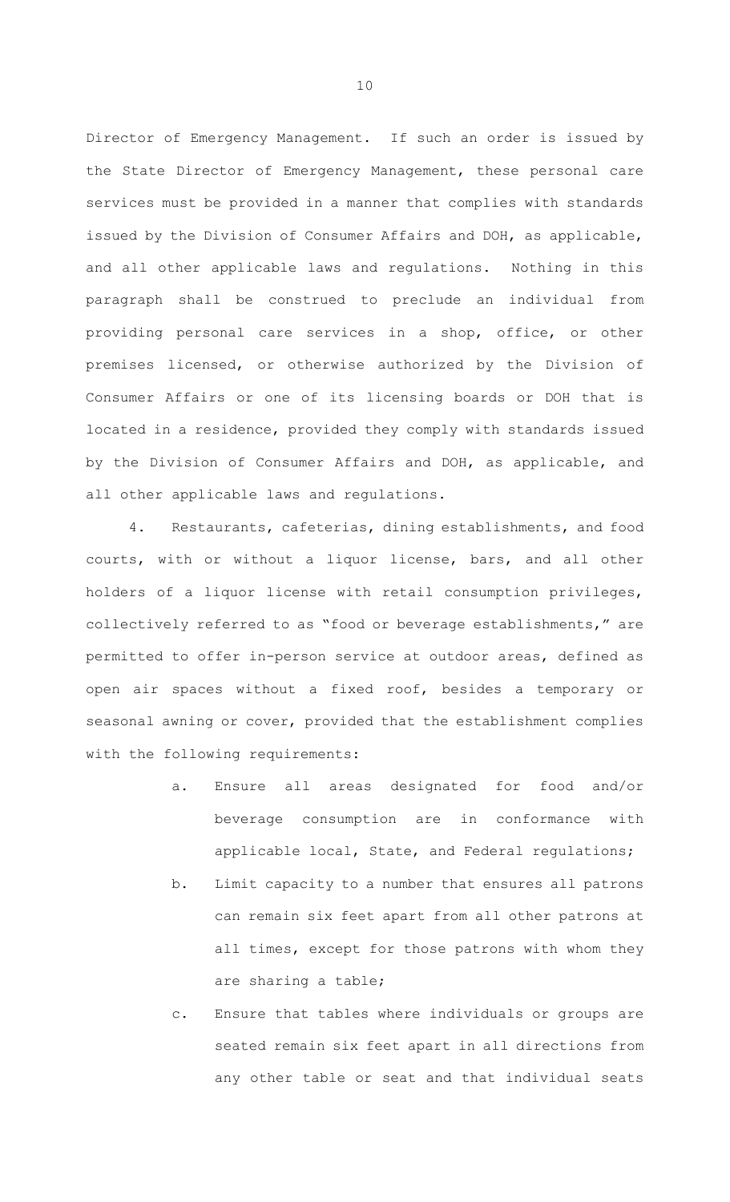Director of Emergency Management. If such an order is issued by the State Director of Emergency Management, these personal care services must be provided in a manner that complies with standards issued by the Division of Consumer Affairs and DOH, as applicable, and all other applicable laws and regulations. Nothing in this paragraph shall be construed to preclude an individual from providing personal care services in a shop, office, or other premises licensed, or otherwise authorized by the Division of Consumer Affairs or one of its licensing boards or DOH that is located in a residence, provided they comply with standards issued by the Division of Consumer Affairs and DOH, as applicable, and all other applicable laws and regulations.

4. Restaurants, cafeterias, dining establishments, and food courts, with or without a liquor license, bars, and all other holders of a liquor license with retail consumption privileges, collectively referred to as "food or beverage establishments," are permitted to offer in-person service at outdoor areas, defined as open air spaces without a fixed roof, besides a temporary or seasonal awning or cover, provided that the establishment complies with the following requirements:

   a. Ensure all areas designated for food and/or beverage consumption are in conformance with applicable local, State, and Federal regulations;

   b. Limit capacity to a number that ensures all patrons can remain six feet apart from all other patrons at all times, except for those patrons with whom they are sharing a table;

   c. Ensure that tables where individuals or groups are seated remain six feet apart in all directions from any other table or seat and that individual seats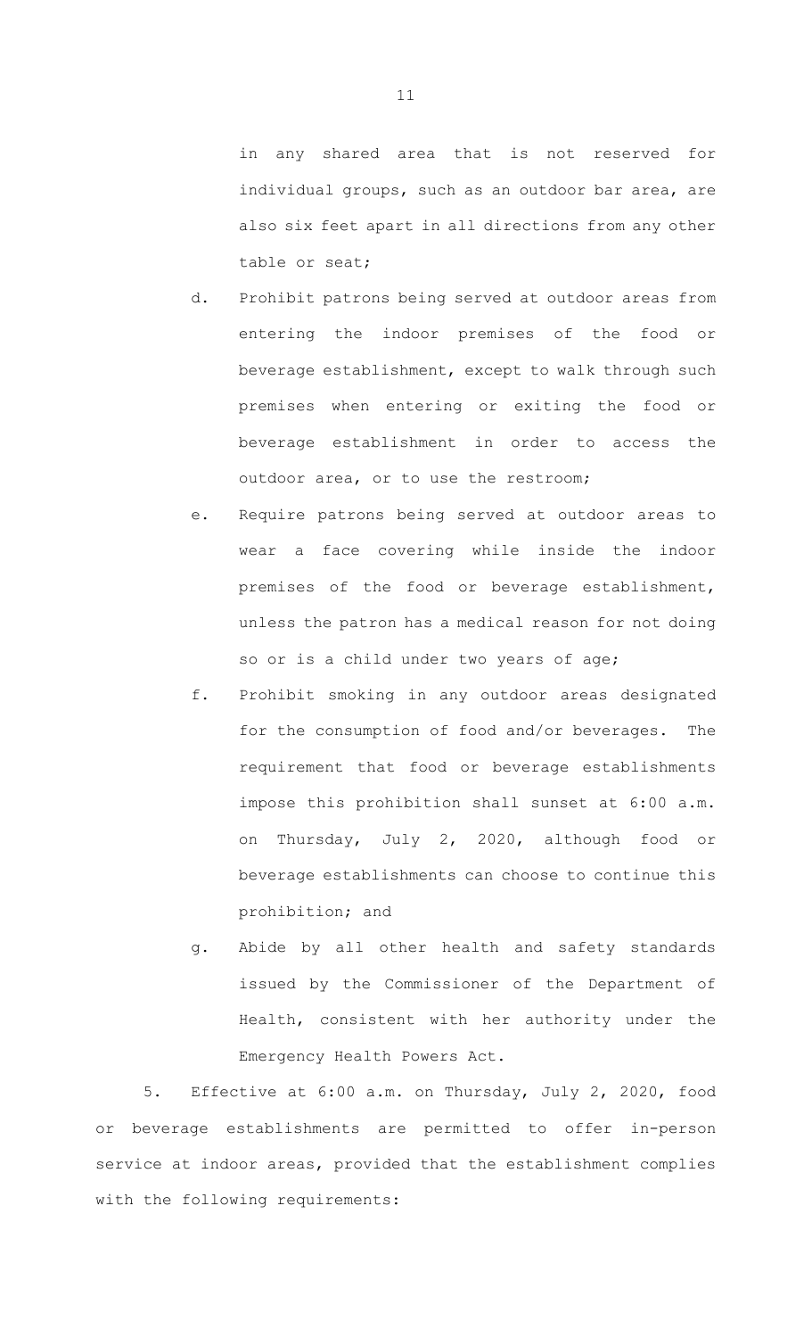in any shared area that is not reserved for individual groups, such as an outdoor bar area, are also six feet apart in all directions from any other table or seat;

d. Prohibit patrons being served at outdoor areas from entering the indoor premises of the food or beverage establishment, except to walk through such premises when entering or exiting the food or beverage establishment in order to access the outdoor area, or to use the restroom;

e. Require patrons being served at outdoor areas to wear a face covering while inside the indoor premises of the food or beverage establishment, unless the patron has a medical reason for not doing so or is a child under two years of age;

f. Prohibit smoking in any outdoor areas designated for the consumption of food and/or beverages. The requirement that food or beverage establishments impose this prohibition shall sunset at 6:00 a.m. on Thursday, July 2, 2020, although food or beverage establishments can choose to continue this prohibition; and

g. Abide by all other health and safety standards issued by the Commissioner of the Department of Health, consistent with her authority under the Emergency Health Powers Act.

5. Effective at 6:00 a.m. on Thursday, July 2, 2020, food or beverage establishments are permitted to offer in-person service at indoor areas, provided that the establishment complies with the following requirements: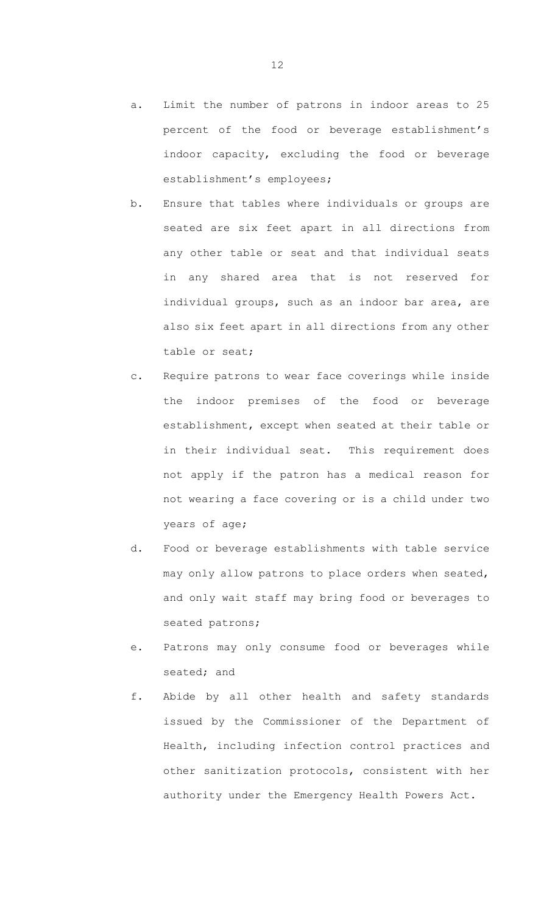a. Limit the number of patrons in indoor areas to 25 percent of the food or beverage establishment's indoor capacity, excluding the food or beverage establishment's employees;

b. Ensure that tables where individuals or groups are seated are six feet apart in all directions from any other table or seat and that individual seats in any shared area that is not reserved for individual groups, such as an indoor bar area, are also six feet apart in all directions from any other table or seat;

c. Require patrons to wear face coverings while inside the indoor premises of the food or beverage establishment, except when seated at their table or in their individual seat. This requirement does not apply if the patron has a medical reason for not wearing a face covering or is a child under two years of age;

d. Food or beverage establishments with table service may only allow patrons to place orders when seated, and only wait staff may bring food or beverages to seated patrons;

e. Patrons may only consume food or beverages while seated; and

f. Abide by all other health and safety standards issued by the Commissioner of the Department of Health, including infection control practices and other sanitization protocols, consistent with her authority under the Emergency Health Powers Act.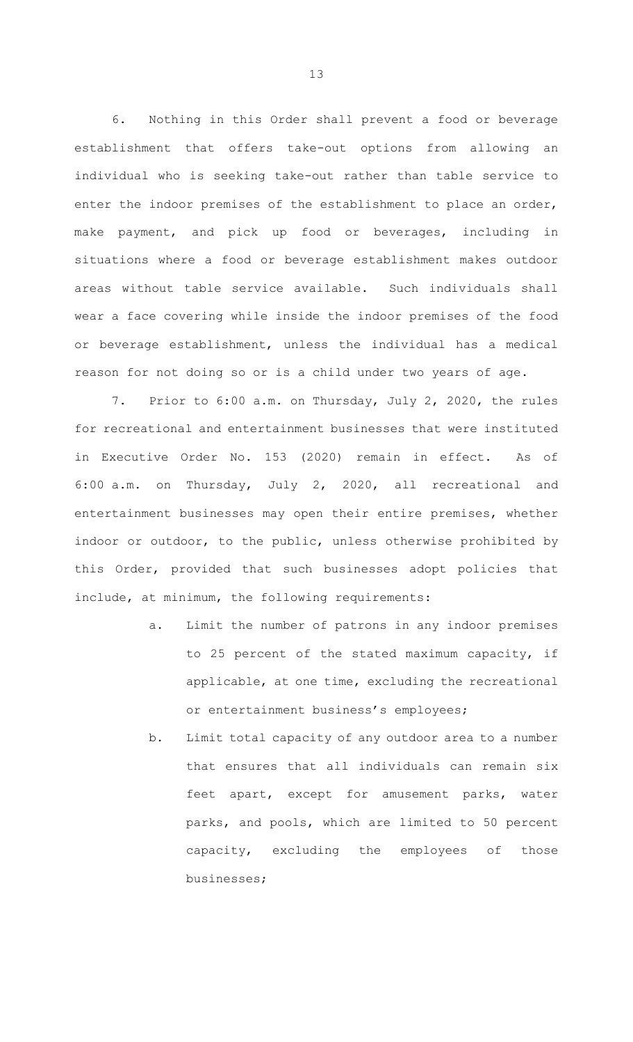6. Nothing in this Order shall prevent a food or beverage establishment that offers take-out options from allowing an individual who is seeking take-out rather than table service to enter the indoor premises of the establishment to place an order, make payment, and pick up food or beverages, including in situations where a food or beverage establishment makes outdoor areas without table service available. Such individuals shall wear a face covering while inside the indoor premises of the food or beverage establishment, unless the individual has a medical reason for not doing so or is a child under two years of age.

7. Prior to 6:00 a.m. on Thursday, July 2, 2020, the rules for recreational and entertainment businesses that were instituted in Executive Order No. 153 (2020) remain in effect. As of 6:00 a.m. on Thursday, July 2, 2020, all recreational and entertainment businesses may open their entire premises, whether indoor or outdoor, to the public, unless otherwise prohibited by this Order, provided that such businesses adopt policies that include, at minimum, the following requirements:

   a. Limit the number of patrons in any indoor premises to 25 percent of the stated maximum capacity, if applicable, at one time, excluding the recreational or entertainment business's employees;

   b. Limit total capacity of any outdoor area to a number that ensures that all individuals can remain six feet apart, except for amusement parks, water parks, and pools, which are limited to 50 percent capacity, excluding the employees of those businesses;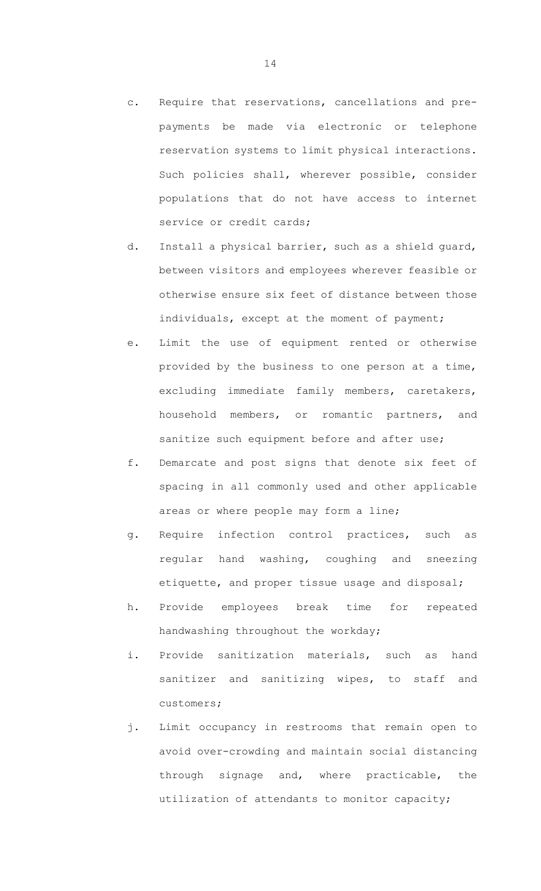c. Require that reservations, cancellations and pre-payments be made via electronic or telephone reservation systems to limit physical interactions. Such policies shall, wherever possible, consider populations that do not have access to internet service or credit cards;

d. Install a physical barrier, such as a shield guard, between visitors and employees wherever feasible or otherwise ensure six feet of distance between those individuals, except at the moment of payment;

e. Limit the use of equipment rented or otherwise provided by the business to one person at a time, excluding immediate family members, caretakers, household members, or romantic partners, and sanitize such equipment before and after use;

f. Demarcate and post signs that denote six feet of spacing in all commonly used and other applicable areas or where people may form a line;

g. Require infection control practices, such as regular hand washing, coughing and sneezing etiquette, and proper tissue usage and disposal;

h. Provide employees break time for repeated handwashing throughout the workday;

i. Provide sanitization materials, such as hand sanitizer and sanitizing wipes, to staff and customers;

j. Limit occupancy in restrooms that remain open to avoid over-crowding and maintain social distancing through signage and, where practicable, the utilization of attendants to monitor capacity;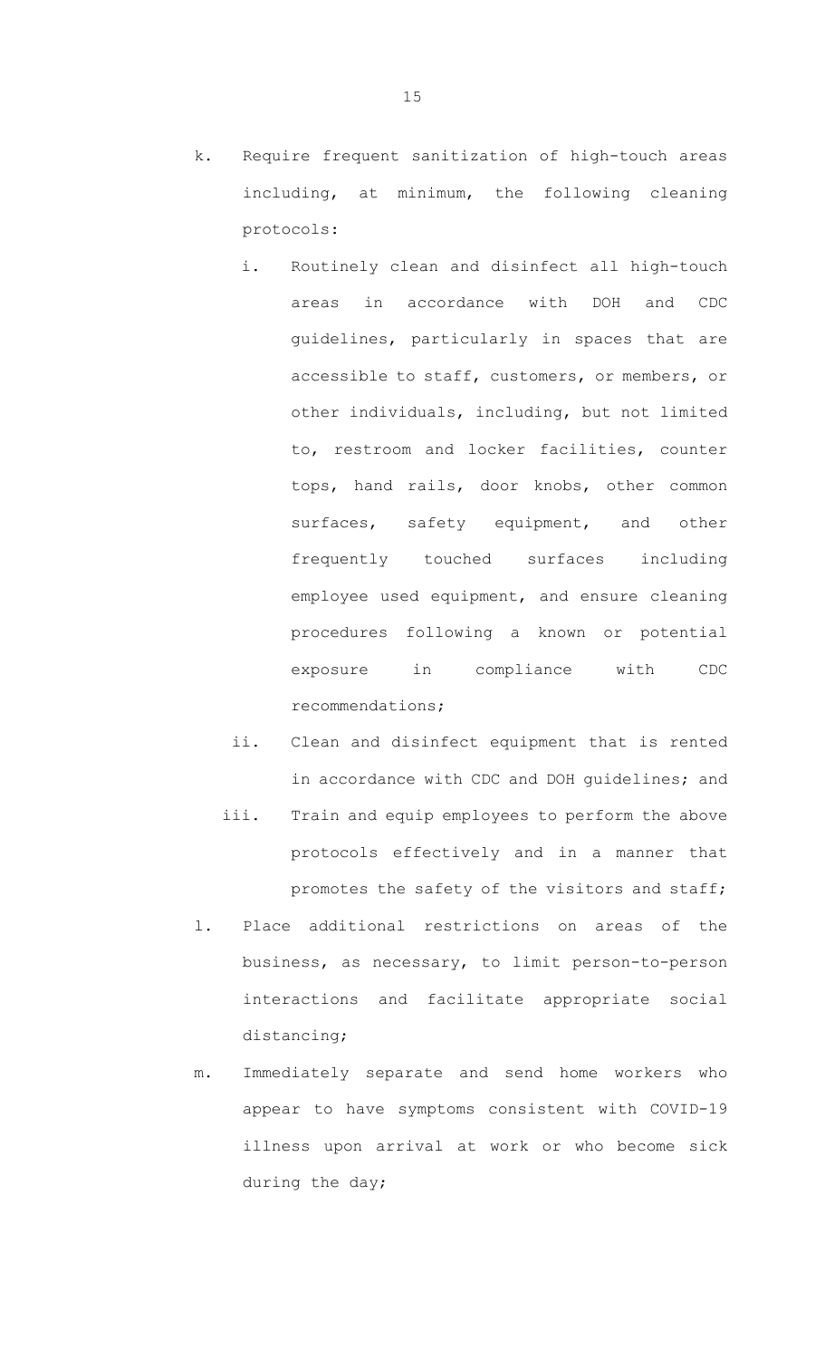k. Require frequent sanitization of high-touch areas including, at minimum, the following cleaning protocols:

   i. Routinely clean and disinfect all high-touch areas in accordance with DOH and CDC guidelines, particularly in spaces that are accessible to staff, customers, or members, or other individuals, including, but not limited to, restroom and locker facilities, counter tops, hand rails, door knobs, other common surfaces, safety equipment, and other frequently touched surfaces including employee used equipment, and ensure cleaning procedures following a known or potential exposure in compliance with CDC recommendations;

   ii. Clean and disinfect equipment that is rented in accordance with CDC and DOH guidelines; and

   iii. Train and equip employees to perform the above protocols effectively and in a manner that promotes the safety of the visitors and staff;

l. Place additional restrictions on areas of the business, as necessary, to limit person-to-person interactions and facilitate appropriate social distancing;

m. Immediately separate and send home workers who appear to have symptoms consistent with COVID-19 illness upon arrival at work or who become sick during the day;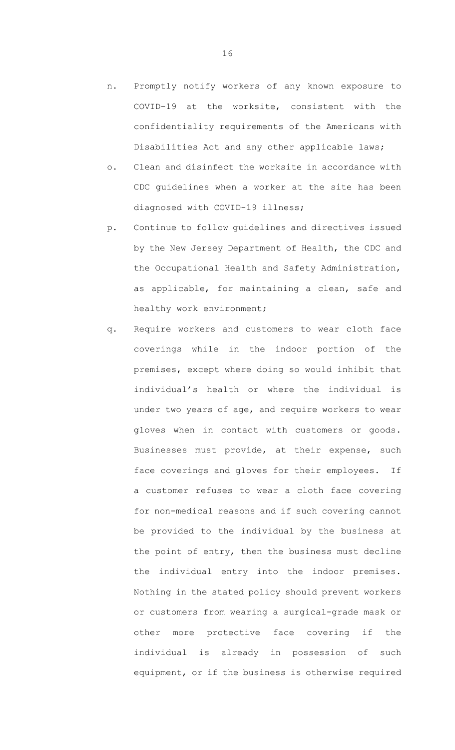n. Promptly notify workers of any known exposure to COVID-19 at the worksite, consistent with the confidentiality requirements of the Americans with Disabilities Act and any other applicable laws;

o. Clean and disinfect the worksite in accordance with CDC guidelines when a worker at the site has been diagnosed with COVID-19 illness;

p. Continue to follow guidelines and directives issued by the New Jersey Department of Health, the CDC and the Occupational Health and Safety Administration, as applicable, for maintaining a clean, safe and healthy work environment;

q. Require workers and customers to wear cloth face coverings while in the indoor portion of the premises, except where doing so would inhibit that individual's health or where the individual is under two years of age, and require workers to wear gloves when in contact with customers or goods. Businesses must provide, at their expense, such face coverings and gloves for their employees. If a customer refuses to wear a cloth face covering for non-medical reasons and if such covering cannot be provided to the individual by the business at the point of entry, then the business must decline the individual entry into the indoor premises. Nothing in the stated policy should prevent workers or customers from wearing a surgical-grade mask or other more protective face covering if the individual is already in possession of such equipment, or if the business is otherwise required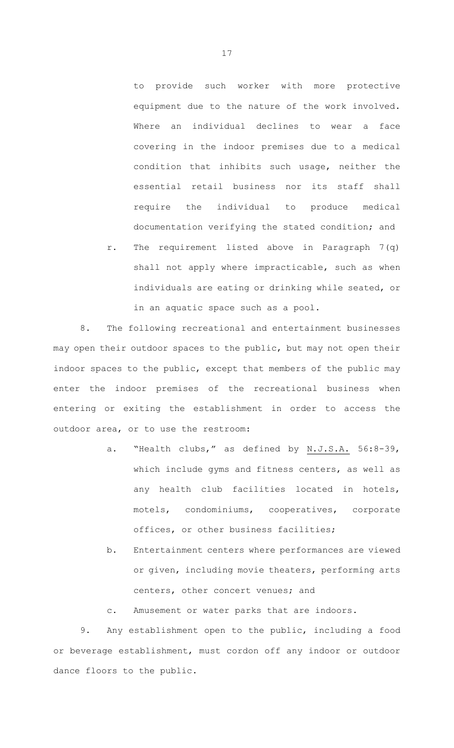to provide such worker with more protective equipment due to the nature of the work involved. Where an individual declines to wear a face covering in the indoor premises due to a medical condition that inhibits such usage, neither the essential retail business nor its staff shall require the individual to produce medical documentation verifying the stated condition; and

r. The requirement listed above in Paragraph 7(q) shall not apply where impracticable, such as when individuals are eating or drinking while seated, or in an aquatic space such as a pool.

8. The following recreational and entertainment businesses may open their outdoor spaces to the public, but may not open their indoor spaces to the public, except that members of the public may enter the indoor premises of the recreational business when entering or exiting the establishment in order to access the outdoor area, or to use the restroom:

a. "Health clubs," as defined by <u>N.J.S.A.</u> 56:8-39, which include gyms and fitness centers, as well as any health club facilities located in hotels, motels, condominiums, cooperatives, corporate offices, or other business facilities;

b. Entertainment centers where performances are viewed or given, including movie theaters, performing arts centers, other concert venues; and

c. Amusement or water parks that are indoors.

9. Any establishment open to the public, including a food or beverage establishment, must cordon off any indoor or outdoor dance floors to the public.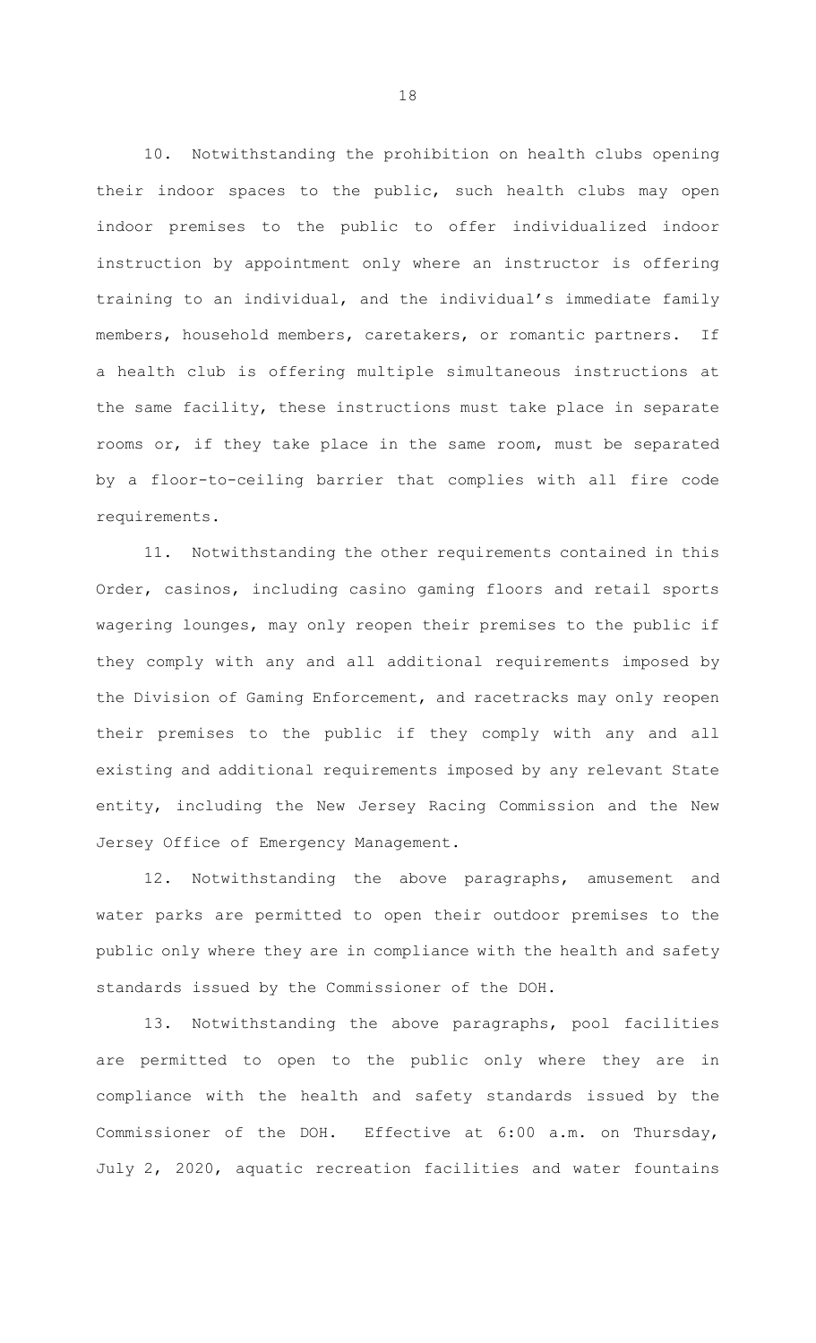10. Notwithstanding the prohibition on health clubs opening their indoor spaces to the public, such health clubs may open indoor premises to the public to offer individualized indoor instruction by appointment only where an instructor is offering training to an individual, and the individual's immediate family members, household members, caretakers, or romantic partners. If a health club is offering multiple simultaneous instructions at the same facility, these instructions must take place in separate rooms or, if they take place in the same room, must be separated by a floor-to-ceiling barrier that complies with all fire code requirements.

11. Notwithstanding the other requirements contained in this Order, casinos, including casino gaming floors and retail sports wagering lounges, may only reopen their premises to the public if they comply with any and all additional requirements imposed by the Division of Gaming Enforcement, and racetracks may only reopen their premises to the public if they comply with any and all existing and additional requirements imposed by any relevant State entity, including the New Jersey Racing Commission and the New Jersey Office of Emergency Management.

12. Notwithstanding the above paragraphs, amusement and water parks are permitted to open their outdoor premises to the public only where they are in compliance with the health and safety standards issued by the Commissioner of the DOH.

13. Notwithstanding the above paragraphs, pool facilities are permitted to open to the public only where they are in compliance with the health and safety standards issued by the Commissioner of the DOH. Effective at 6:00 a.m. on Thursday, July 2, 2020, aquatic recreation facilities and water fountains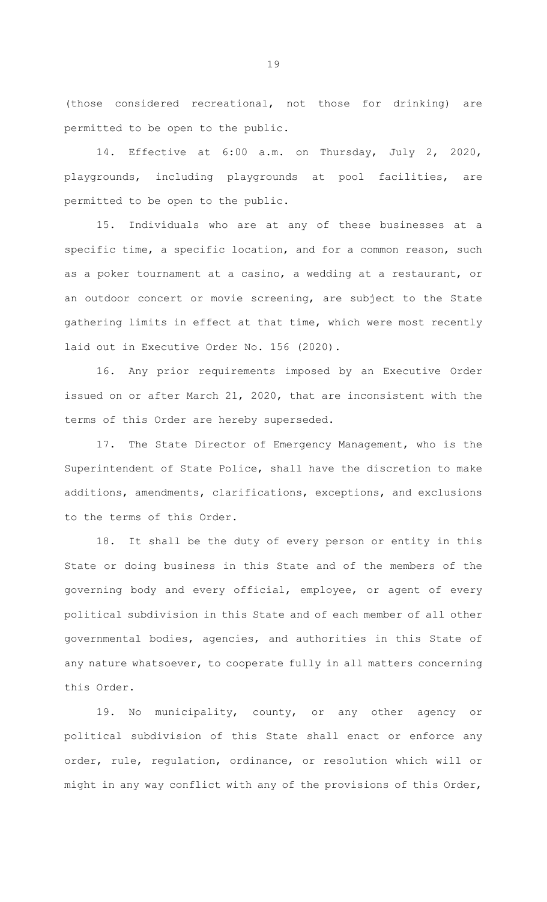(those considered recreational, not those for drinking) are permitted to be open to the public.

14. Effective at 6:00 a.m. on Thursday, July 2, 2020, playgrounds, including playgrounds at pool facilities, are permitted to be open to the public.

15. Individuals who are at any of these businesses at a specific time, a specific location, and for a common reason, such as a poker tournament at a casino, a wedding at a restaurant, or an outdoor concert or movie screening, are subject to the State gathering limits in effect at that time, which were most recently laid out in Executive Order No. 156 (2020).

16. Any prior requirements imposed by an Executive Order issued on or after March 21, 2020, that are inconsistent with the terms of this Order are hereby superseded.

17. The State Director of Emergency Management, who is the Superintendent of State Police, shall have the discretion to make additions, amendments, clarifications, exceptions, and exclusions to the terms of this Order.

18. It shall be the duty of every person or entity in this State or doing business in this State and of the members of the governing body and every official, employee, or agent of every political subdivision in this State and of each member of all other governmental bodies, agencies, and authorities in this State of any nature whatsoever, to cooperate fully in all matters concerning this Order.

19. No municipality, county, or any other agency or political subdivision of this State shall enact or enforce any order, rule, regulation, ordinance, or resolution which will or might in any way conflict with any of the provisions of this Order,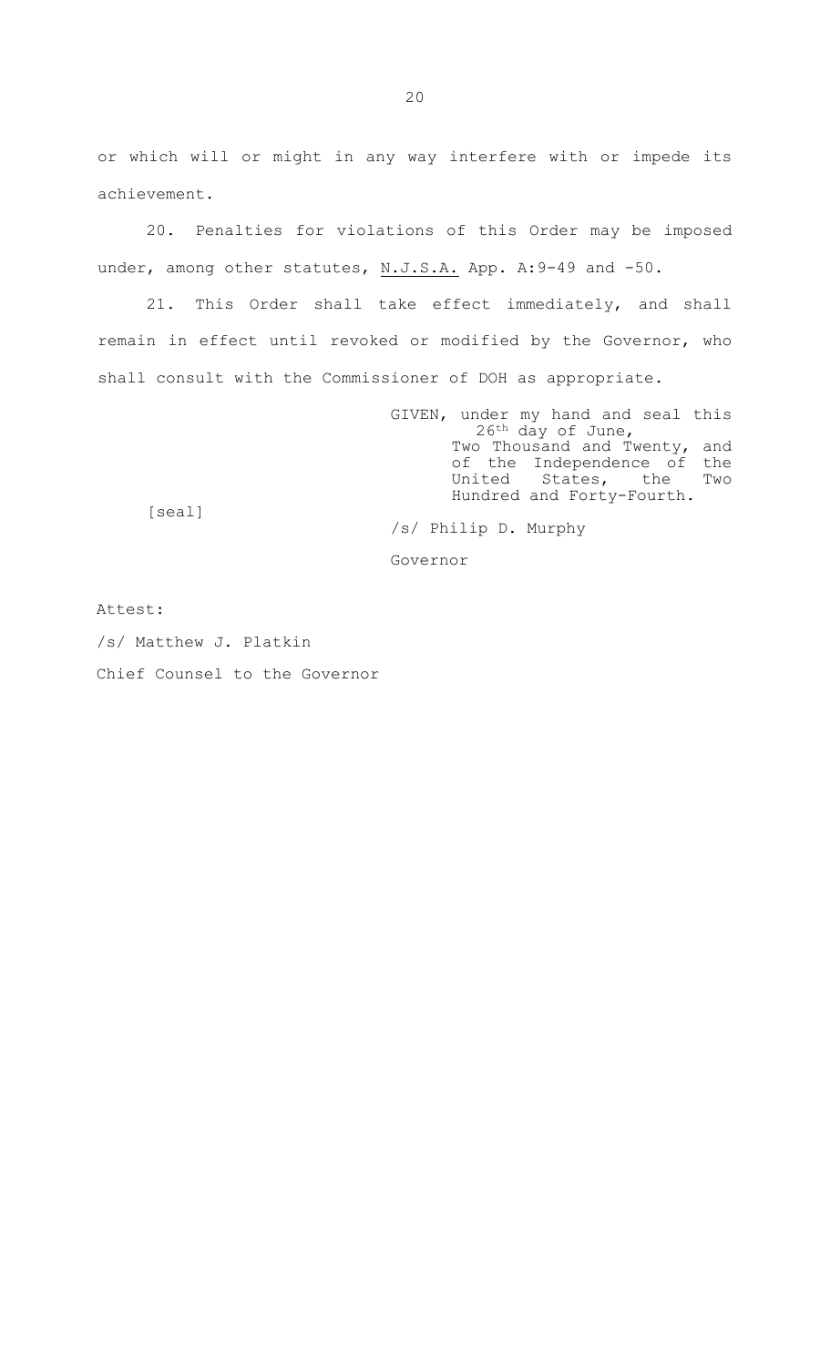or which will or might in any way interfere with or impede its achievement.

20. Penalties for violations of this Order may be imposed under, among other statutes, <u>N.J.S.A.</u> App. A:9-49 and -50.

21. This Order shall take effect immediately, and shall remain in effect until revoked or modified by the Governor, who shall consult with the Commissioner of DOH as appropriate.

GIVEN, under my hand and seal this 26th day of June, Two Thousand and Twenty, and of the Independence of the United States, the Two Hundred and Forty-Fourth.

[seal]

/s/ Philip D. Murphy

Governor

Attest:

/s/ Matthew J. Platkin

Chief Counsel to the Governor